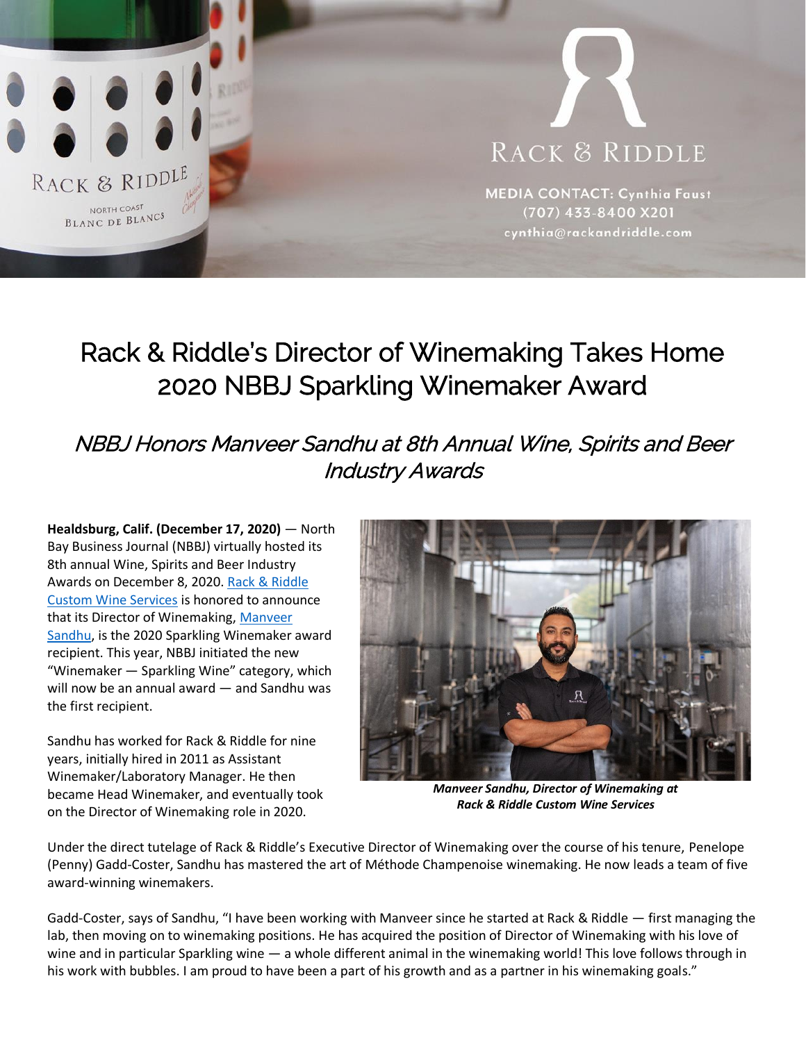RACK & RIDDLE

MEDIA CONTACT: Cynthia Faust
(707) 433-8400 X201
cynthia@rackandriddle.com

# Rack & Riddle's Director of Winemaking Takes Home 2020 NBBJ Sparkling Winemaker Award

## *NBBJ Honors Manveer Sandhu at 8th Annual Wine, Spirits and Beer Industry Awards*

**Healdsburg, Calif. (December 17, 2020)** — North Bay Business Journal (NBBJ) virtually hosted its 8th annual Wine, Spirits and Beer Industry Awards on December 8, 2020. Rack & Riddle Custom Wine Services is honored to announce that its Director of Winemaking, Manveer Sandhu, is the 2020 Sparkling Winemaker award recipient. This year, NBBJ initiated the new "Winemaker — Sparkling Wine" category, which will now be an annual award — and Sandhu was the first recipient.

Sandhu has worked for Rack & Riddle for nine years, initially hired in 2011 as Assistant Winemaker/Laboratory Manager. He then became Head Winemaker, and eventually took on the Director of Winemaking role in 2020.

***Manveer Sandhu, Director of Winemaking at Rack & Riddle Custom Wine Services***

Under the direct tutelage of Rack & Riddle's Executive Director of Winemaking over the course of his tenure, Penelope (Penny) Gadd-Coster, Sandhu has mastered the art of Méthode Champenoise winemaking. He now leads a team of five award-winning winemakers.

Gadd-Coster, says of Sandhu, "I have been working with Manveer since he started at Rack & Riddle — first managing the lab, then moving on to winemaking positions. He has acquired the position of Director of Winemaking with his love of wine and in particular Sparkling wine — a whole different animal in the winemaking world! This love follows through in his work with bubbles. I am proud to have been a part of his growth and as a partner in his winemaking goals."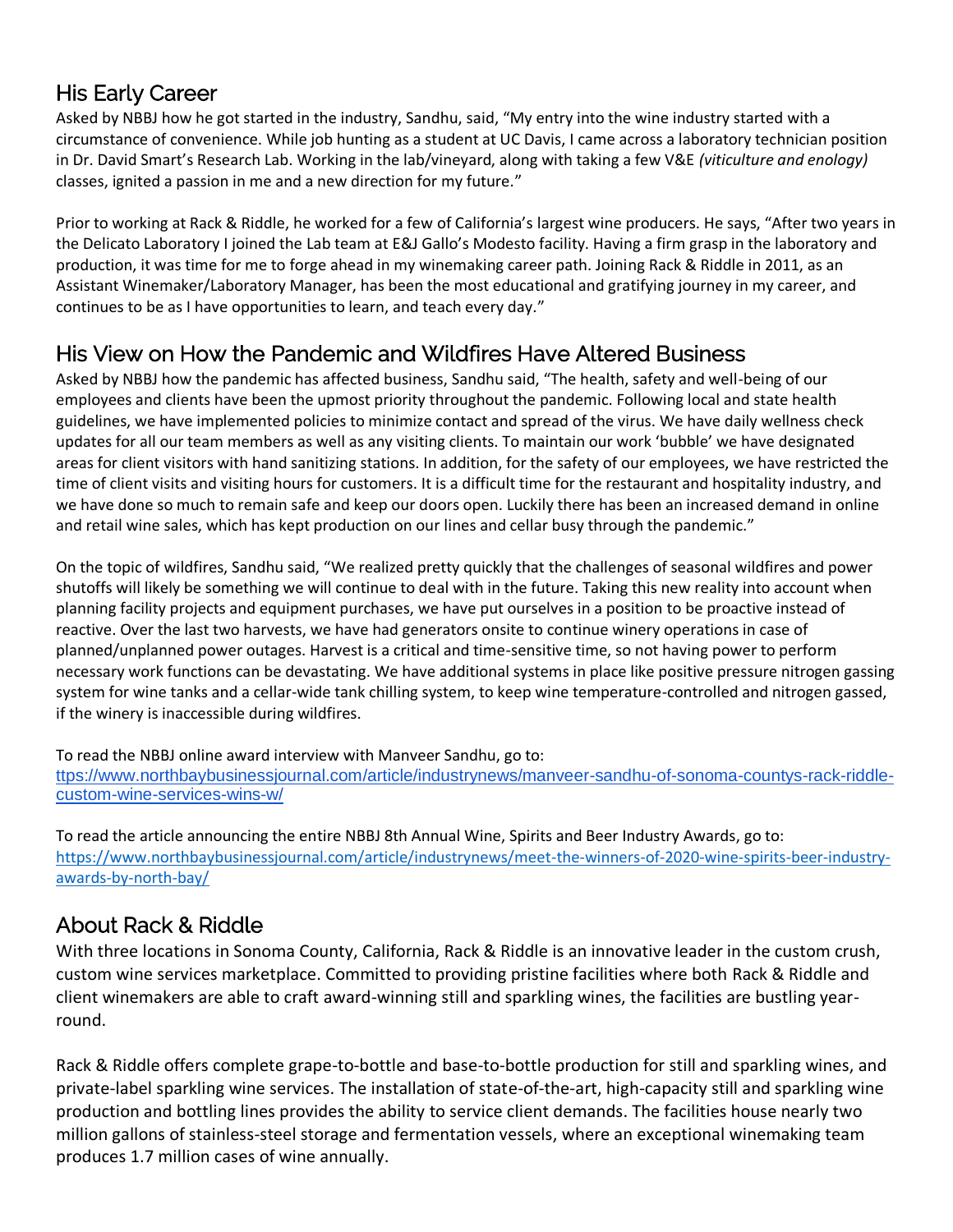## His Early Career

Asked by NBBJ how he got started in the industry, Sandhu, said, "My entry into the wine industry started with a circumstance of convenience. While job hunting as a student at UC Davis, I came across a laboratory technician position in Dr. David Smart's Research Lab. Working in the lab/vineyard, along with taking a few V&E *(viticulture and enology)* classes, ignited a passion in me and a new direction for my future."

Prior to working at Rack & Riddle, he worked for a few of California's largest wine producers. He says, "After two years in the Delicato Laboratory I joined the Lab team at E&J Gallo's Modesto facility. Having a firm grasp in the laboratory and production, it was time for me to forge ahead in my winemaking career path. Joining Rack & Riddle in 2011, as an Assistant Winemaker/Laboratory Manager, has been the most educational and gratifying journey in my career, and continues to be as I have opportunities to learn, and teach every day."

## His View on How the Pandemic and Wildfires Have Altered Business

Asked by NBBJ how the pandemic has affected business, Sandhu said, "The health, safety and well-being of our employees and clients have been the upmost priority throughout the pandemic. Following local and state health guidelines, we have implemented policies to minimize contact and spread of the virus. We have daily wellness check updates for all our team members as well as any visiting clients. To maintain our work 'bubble' we have designated areas for client visitors with hand sanitizing stations. In addition, for the safety of our employees, we have restricted the time of client visits and visiting hours for customers. It is a difficult time for the restaurant and hospitality industry, and we have done so much to remain safe and keep our doors open. Luckily there has been an increased demand in online and retail wine sales, which has kept production on our lines and cellar busy through the pandemic."

On the topic of wildfires, Sandhu said, "We realized pretty quickly that the challenges of seasonal wildfires and power shutoffs will likely be something we will continue to deal with in the future. Taking this new reality into account when planning facility projects and equipment purchases, we have put ourselves in a position to be proactive instead of reactive. Over the last two harvests, we have had generators onsite to continue winery operations in case of planned/unplanned power outages. Harvest is a critical and time-sensitive time, so not having power to perform necessary work functions can be devastating. We have additional systems in place like positive pressure nitrogen gassing system for wine tanks and a cellar-wide tank chilling system, to keep wine temperature-controlled and nitrogen gassed, if the winery is inaccessible during wildfires.

To read the NBBJ online award interview with Manveer Sandhu, go to:
ttps://www.northbaybusinessjournal.com/article/industrynews/manveer-sandhu-of-sonoma-countys-rack-riddle-custom-wine-services-wins-w/

To read the article announcing the entire NBBJ 8th Annual Wine, Spirits and Beer Industry Awards, go to:
https://www.northbaybusinessjournal.com/article/industrynews/meet-the-winners-of-2020-wine-spirits-beer-industry-awards-by-north-bay/

## About Rack & Riddle

With three locations in Sonoma County, California, Rack & Riddle is an innovative leader in the custom crush, custom wine services marketplace. Committed to providing pristine facilities where both Rack & Riddle and client winemakers are able to craft award-winning still and sparkling wines, the facilities are bustling year-round.

Rack & Riddle offers complete grape-to-bottle and base-to-bottle production for still and sparkling wines, and private-label sparkling wine services. The installation of state-of-the-art, high-capacity still and sparkling wine production and bottling lines provides the ability to service client demands. The facilities house nearly two million gallons of stainless-steel storage and fermentation vessels, where an exceptional winemaking team produces 1.7 million cases of wine annually.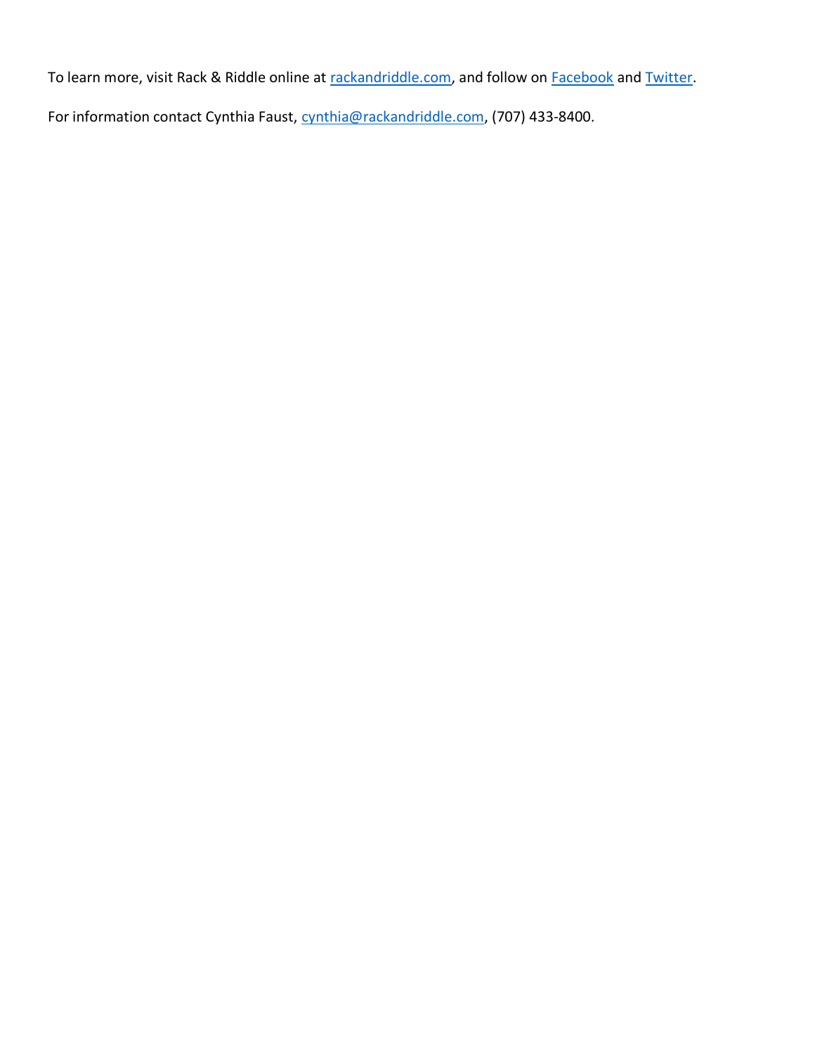To learn more, visit Rack & Riddle online at rackandriddle.com, and follow on Facebook and Twitter.

For information contact Cynthia Faust, cynthia@rackandriddle.com, (707) 433-8400.